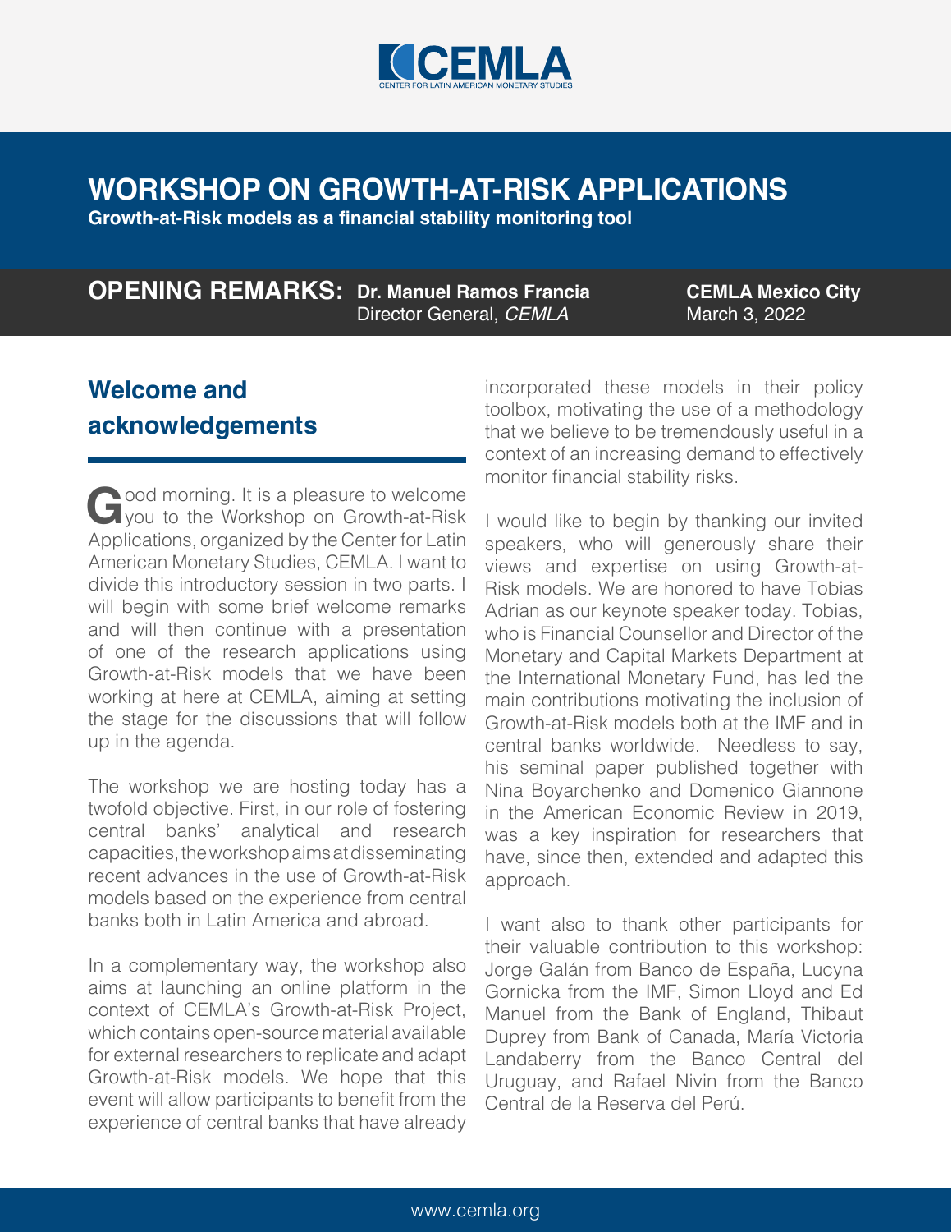CEMLA
CENTER FOR LATIN AMERICAN MONETARY STUDIES

# WORKSHOP ON GROWTH-AT-RISK APPLICATIONS

**Growth-at-Risk models as a financial stability monitoring tool**

**OPENING REMARKS:** **Dr. Manuel Ramos Francia**
Director General, *CEMLA*

**CEMLA Mexico City**
March 3, 2022

## Welcome and acknowledgements

Good morning. It is a pleasure to welcome you to the Workshop on Growth-at-Risk Applications, organized by the Center for Latin American Monetary Studies, CEMLA. I want to divide this introductory session in two parts. I will begin with some brief welcome remarks and will then continue with a presentation of one of the research applications using Growth-at-Risk models that we have been working at here at CEMLA, aiming at setting the stage for the discussions that will follow up in the agenda.

The workshop we are hosting today has a twofold objective. First, in our role of fostering central banks' analytical and research capacities, the workshop aims at disseminating recent advances in the use of Growth-at-Risk models based on the experience from central banks both in Latin America and abroad.

In a complementary way, the workshop also aims at launching an online platform in the context of CEMLA's Growth-at-Risk Project, which contains open-source material available for external researchers to replicate and adapt Growth-at-Risk models. We hope that this event will allow participants to benefit from the experience of central banks that have already incorporated these models in their policy toolbox, motivating the use of a methodology that we believe to be tremendously useful in a context of an increasing demand to effectively monitor financial stability risks.

I would like to begin by thanking our invited speakers, who will generously share their views and expertise on using Growth-at-Risk models. We are honored to have Tobias Adrian as our keynote speaker today. Tobias, who is Financial Counsellor and Director of the Monetary and Capital Markets Department at the International Monetary Fund, has led the main contributions motivating the inclusion of Growth-at-Risk models both at the IMF and in central banks worldwide. Needless to say, his seminal paper published together with Nina Boyarchenko and Domenico Giannone in the American Economic Review in 2019, was a key inspiration for researchers that have, since then, extended and adapted this approach.

I want also to thank other participants for their valuable contribution to this workshop: Jorge Galán from Banco de España, Lucyna Gornicka from the IMF, Simon Lloyd and Ed Manuel from the Bank of England, Thibaut Duprey from Bank of Canada, María Victoria Landaberry from the Banco Central del Uruguay, and Rafael Nivin from the Banco Central de la Reserva del Perú.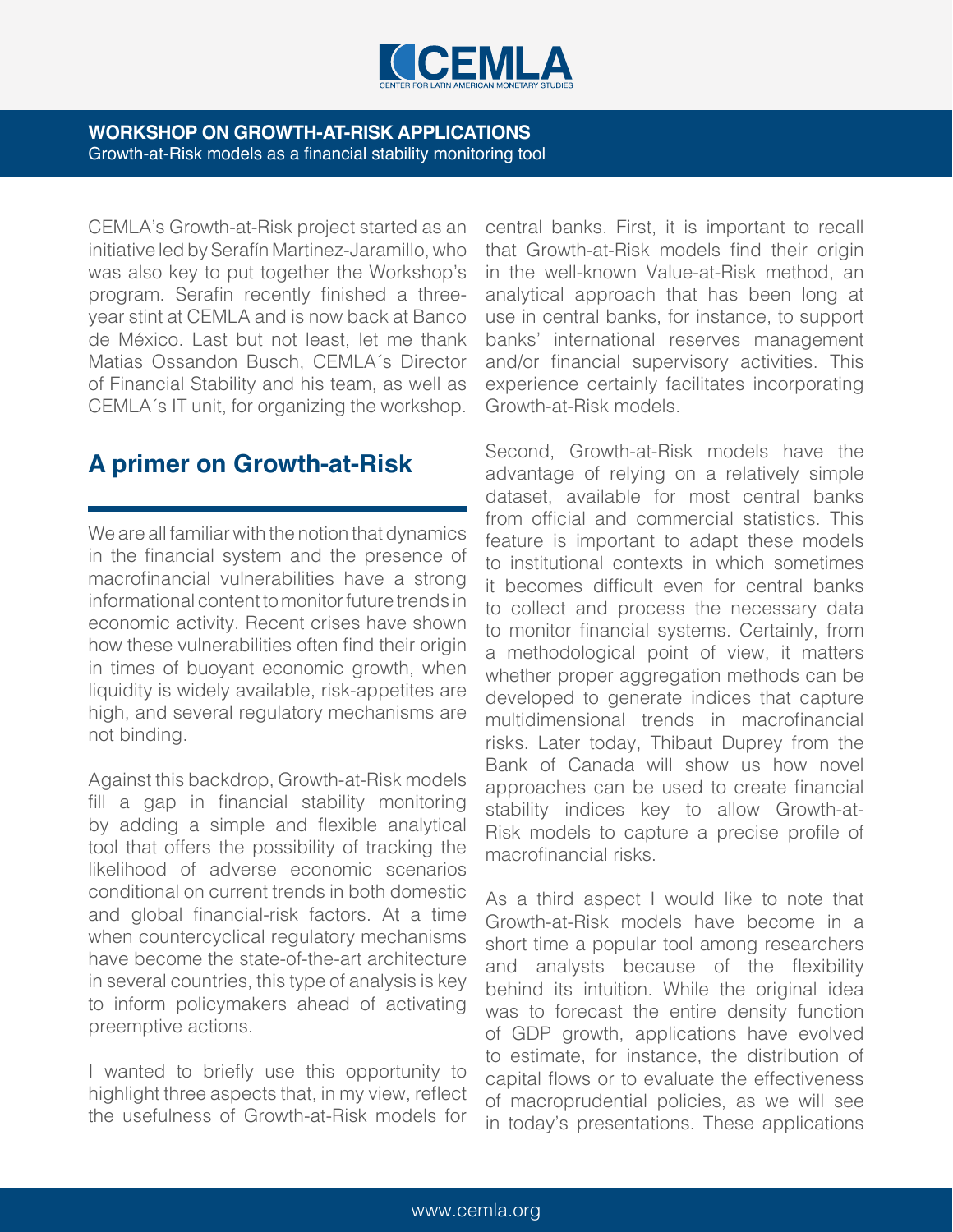CEMLA's Growth-at-Risk project started as an initiative led by Serafín Martinez-Jaramillo, who was also key to put together the Workshop's program. Serafin recently finished a three-year stint at CEMLA and is now back at Banco de México. Last but not least, let me thank Matias Ossandon Busch, CEMLA´s Director of Financial Stability and his team, as well as CEMLA´s IT unit, for organizing the workshop.

## A primer on Growth-at-Risk

We are all familiar with the notion that dynamics in the financial system and the presence of macrofinancial vulnerabilities have a strong informational content to monitor future trends in economic activity. Recent crises have shown how these vulnerabilities often find their origin in times of buoyant economic growth, when liquidity is widely available, risk-appetites are high, and several regulatory mechanisms are not binding.

Against this backdrop, Growth-at-Risk models fill a gap in financial stability monitoring by adding a simple and flexible analytical tool that offers the possibility of tracking the likelihood of adverse economic scenarios conditional on current trends in both domestic and global financial-risk factors. At a time when countercyclical regulatory mechanisms have become the state-of-the-art architecture in several countries, this type of analysis is key to inform policymakers ahead of activating preemptive actions.

I wanted to briefly use this opportunity to highlight three aspects that, in my view, reflect the usefulness of Growth-at-Risk models for central banks. First, it is important to recall that Growth-at-Risk models find their origin in the well-known Value-at-Risk method, an analytical approach that has been long at use in central banks, for instance, to support banks' international reserves management and/or financial supervisory activities. This experience certainly facilitates incorporating Growth-at-Risk models.

Second, Growth-at-Risk models have the advantage of relying on a relatively simple dataset, available for most central banks from official and commercial statistics. This feature is important to adapt these models to institutional contexts in which sometimes it becomes difficult even for central banks to collect and process the necessary data to monitor financial systems. Certainly, from a methodological point of view, it matters whether proper aggregation methods can be developed to generate indices that capture multidimensional trends in macrofinancial risks. Later today, Thibaut Duprey from the Bank of Canada will show us how novel approaches can be used to create financial stability indices key to allow Growth-at-Risk models to capture a precise profile of macrofinancial risks.

As a third aspect I would like to note that Growth-at-Risk models have become in a short time a popular tool among researchers and analysts because of the flexibility behind its intuition. While the original idea was to forecast the entire density function of GDP growth, applications have evolved to estimate, for instance, the distribution of capital flows or to evaluate the effectiveness of macroprudential policies, as we will see in today's presentations. These applications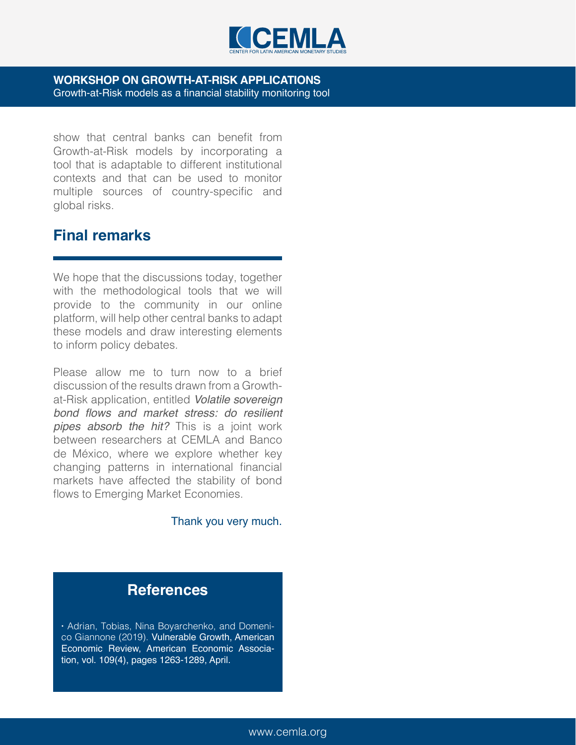show that central banks can benefit from Growth-at-Risk models by incorporating a tool that is adaptable to different institutional contexts and that can be used to monitor multiple sources of country-specific and global risks.

## Final remarks

We hope that the discussions today, together with the methodological tools that we will provide to the community in our online platform, will help other central banks to adapt these models and draw interesting elements to inform policy debates.

Please allow me to turn now to a brief discussion of the results drawn from a Growth-at-Risk application, entitled *Volatile sovereign bond flows and market stress: do resilient pipes absorb the hit?* This is a joint work between researchers at CEMLA and Banco de México, where we explore whether key changing patterns in international financial markets have affected the stability of bond flows to Emerging Market Economies.

Thank you very much.

## References

- Adrian, Tobias, Nina Boyarchenko, and Domenico Giannone (2019). Vulnerable Growth, American Economic Review, American Economic Association, vol. 109(4), pages 1263-1289, April.